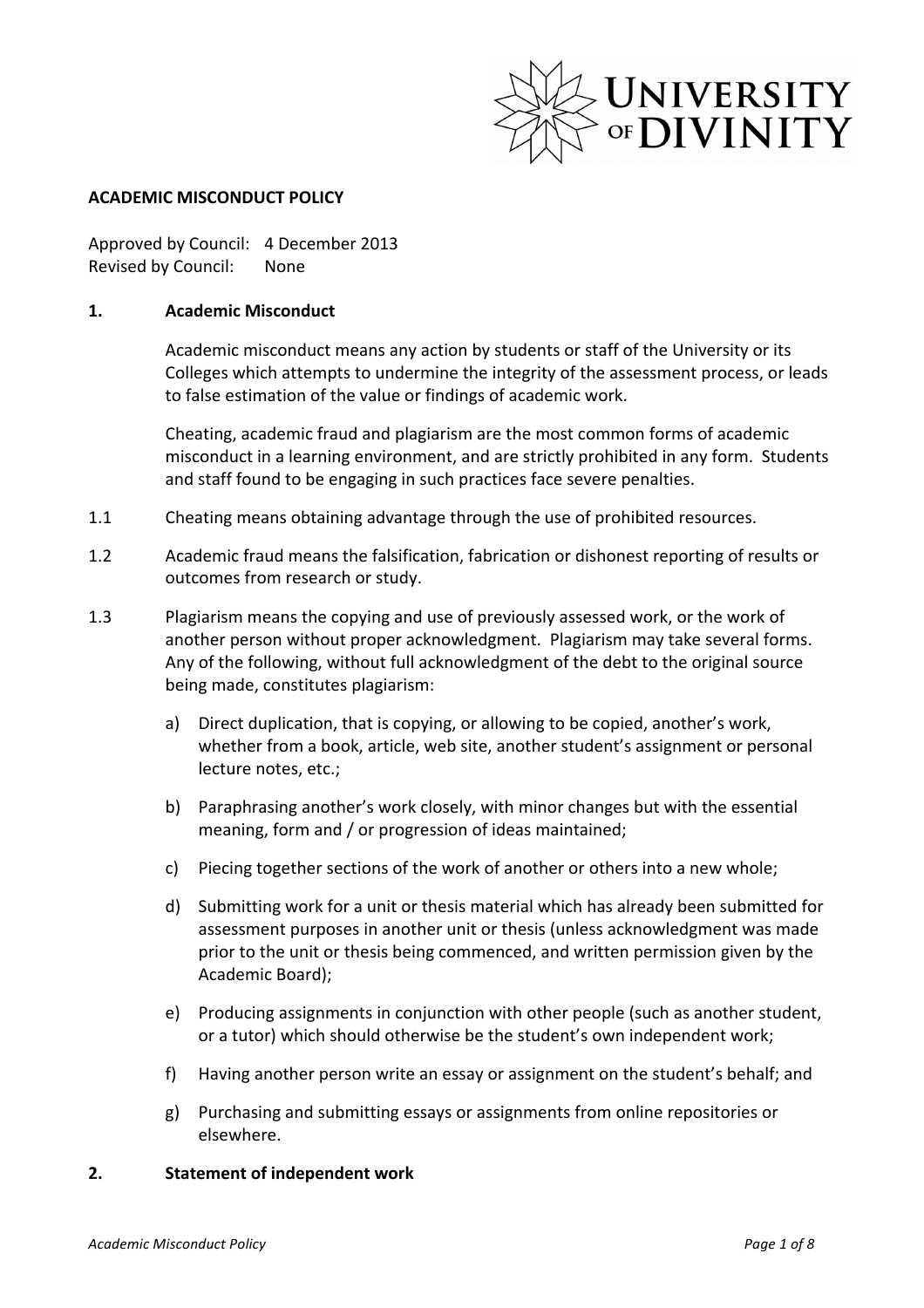**ACADEMIC MISCONDUCT POLICY**

Approved by Council: 4 December 2013
Revised by Council: None

## 1. Academic Misconduct

Academic misconduct means any action by students or staff of the University or its Colleges which attempts to undermine the integrity of the assessment process, or leads to false estimation of the value or findings of academic work.

Cheating, academic fraud and plagiarism are the most common forms of academic misconduct in a learning environment, and are strictly prohibited in any form. Students and staff found to be engaging in such practices face severe penalties.

1.1 Cheating means obtaining advantage through the use of prohibited resources.

1.2 Academic fraud means the falsification, fabrication or dishonest reporting of results or outcomes from research or study.

1.3 Plagiarism means the copying and use of previously assessed work, or the work of another person without proper acknowledgment. Plagiarism may take several forms. Any of the following, without full acknowledgment of the debt to the original source being made, constitutes plagiarism:

a) Direct duplication, that is copying, or allowing to be copied, another's work, whether from a book, article, web site, another student's assignment or personal lecture notes, etc.;

b) Paraphrasing another's work closely, with minor changes but with the essential meaning, form and / or progression of ideas maintained;

c) Piecing together sections of the work of another or others into a new whole;

d) Submitting work for a unit or thesis material which has already been submitted for assessment purposes in another unit or thesis (unless acknowledgment was made prior to the unit or thesis being commenced, and written permission given by the Academic Board);

e) Producing assignments in conjunction with other people (such as another student, or a tutor) which should otherwise be the student's own independent work;

f) Having another person write an essay or assignment on the student's behalf; and

g) Purchasing and submitting essays or assignments from online repositories or elsewhere.

## 2. Statement of independent work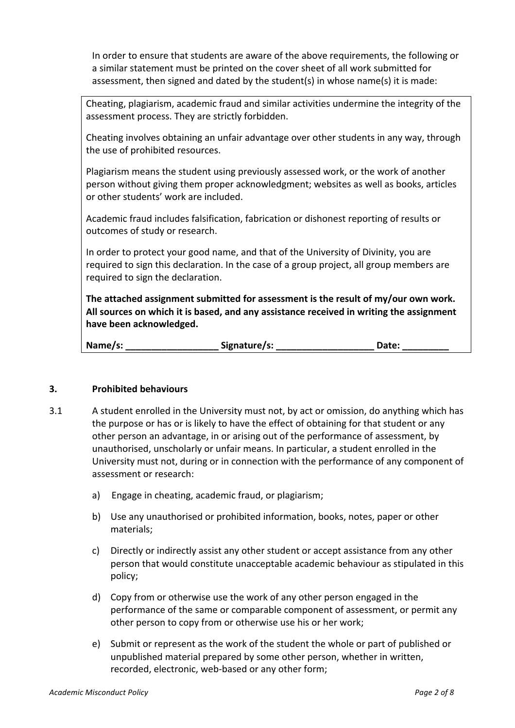In order to ensure that students are aware of the above requirements, the following or a similar statement must be printed on the cover sheet of all work submitted for assessment, then signed and dated by the student(s) in whose name(s) it is made:

> Cheating, plagiarism, academic fraud and similar activities undermine the integrity of the assessment process. They are strictly forbidden.
>
> Cheating involves obtaining an unfair advantage over other students in any way, through the use of prohibited resources.
>
> Plagiarism means the student using previously assessed work, or the work of another person without giving them proper acknowledgment; websites as well as books, articles or other students' work are included.
>
> Academic fraud includes falsification, fabrication or dishonest reporting of results or outcomes of study or research.
>
> In order to protect your good name, and that of the University of Divinity, you are required to sign this declaration. In the case of a group project, all group members are required to sign the declaration.
>
> **The attached assignment submitted for assessment is the result of my/our own work. All sources on which it is based, and any assistance received in writing the assignment have been acknowledged.**
>
> **Name/s: __________________ Signature/s: ___________________ Date: _________**

## 3. Prohibited behaviours

3.1 A student enrolled in the University must not, by act or omission, do anything which has the purpose or has or is likely to have the effect of obtaining for that student or any other person an advantage, in or arising out of the performance of assessment, by unauthorised, unscholarly or unfair means. In particular, a student enrolled in the University must not, during or in connection with the performance of any component of assessment or research:

a) Engage in cheating, academic fraud, or plagiarism;

b) Use any unauthorised or prohibited information, books, notes, paper or other materials;

c) Directly or indirectly assist any other student or accept assistance from any other person that would constitute unacceptable academic behaviour as stipulated in this policy;

d) Copy from or otherwise use the work of any other person engaged in the performance of the same or comparable component of assessment, or permit any other person to copy from or otherwise use his or her work;

e) Submit or represent as the work of the student the whole or part of published or unpublished material prepared by some other person, whether in written, recorded, electronic, web-based or any other form;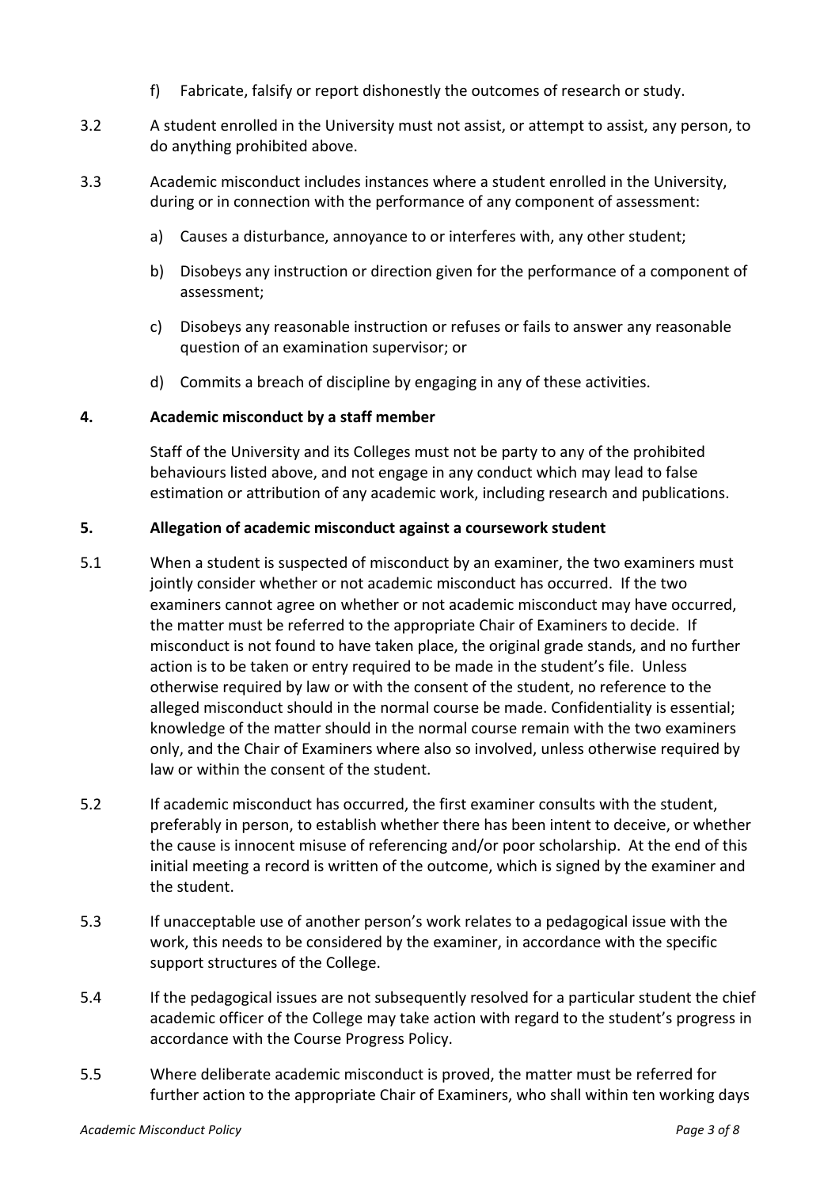f) Fabricate, falsify or report dishonestly the outcomes of research or study.

3.2 A student enrolled in the University must not assist, or attempt to assist, any person, to do anything prohibited above.

3.3 Academic misconduct includes instances where a student enrolled in the University, during or in connection with the performance of any component of assessment:

a) Causes a disturbance, annoyance to or interferes with, any other student;

b) Disobeys any instruction or direction given for the performance of a component of assessment;

c) Disobeys any reasonable instruction or refuses or fails to answer any reasonable question of an examination supervisor; or

d) Commits a breach of discipline by engaging in any of these activities.

## 4. Academic misconduct by a staff member

Staff of the University and its Colleges must not be party to any of the prohibited behaviours listed above, and not engage in any conduct which may lead to false estimation or attribution of any academic work, including research and publications.

## 5. Allegation of academic misconduct against a coursework student

5.1 When a student is suspected of misconduct by an examiner, the two examiners must jointly consider whether or not academic misconduct has occurred. If the two examiners cannot agree on whether or not academic misconduct may have occurred, the matter must be referred to the appropriate Chair of Examiners to decide. If misconduct is not found to have taken place, the original grade stands, and no further action is to be taken or entry required to be made in the student's file. Unless otherwise required by law or with the consent of the student, no reference to the alleged misconduct should in the normal course be made. Confidentiality is essential; knowledge of the matter should in the normal course remain with the two examiners only, and the Chair of Examiners where also so involved, unless otherwise required by law or within the consent of the student.

5.2 If academic misconduct has occurred, the first examiner consults with the student, preferably in person, to establish whether there has been intent to deceive, or whether the cause is innocent misuse of referencing and/or poor scholarship. At the end of this initial meeting a record is written of the outcome, which is signed by the examiner and the student.

5.3 If unacceptable use of another person's work relates to a pedagogical issue with the work, this needs to be considered by the examiner, in accordance with the specific support structures of the College.

5.4 If the pedagogical issues are not subsequently resolved for a particular student the chief academic officer of the College may take action with regard to the student's progress in accordance with the Course Progress Policy.

5.5 Where deliberate academic misconduct is proved, the matter must be referred for further action to the appropriate Chair of Examiners, who shall within ten working days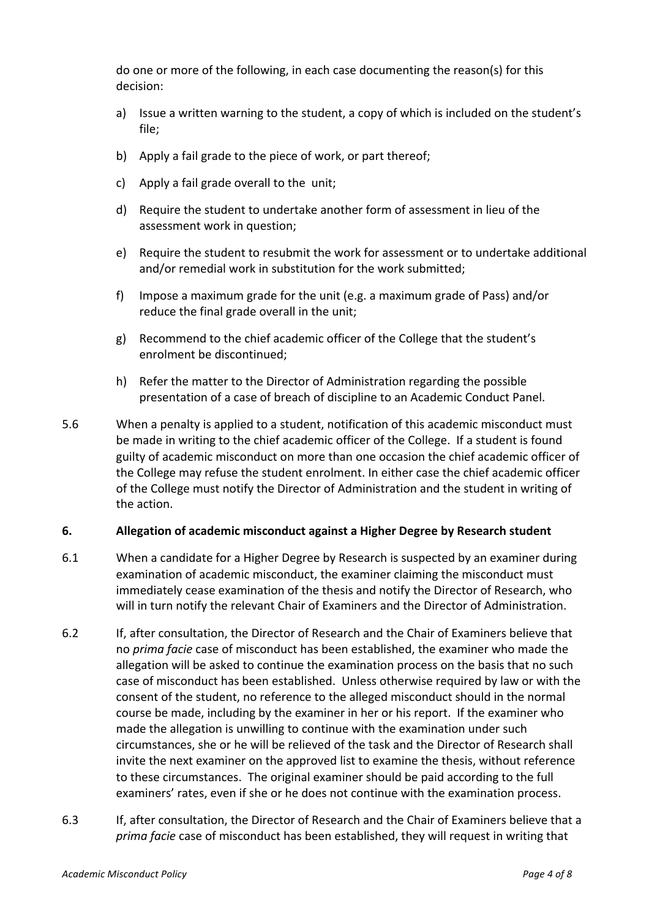do one or more of the following, in each case documenting the reason(s) for this decision:

a) Issue a written warning to the student, a copy of which is included on the student's file;

b) Apply a fail grade to the piece of work, or part thereof;

c) Apply a fail grade overall to the unit;

d) Require the student to undertake another form of assessment in lieu of the assessment work in question;

e) Require the student to resubmit the work for assessment or to undertake additional and/or remedial work in substitution for the work submitted;

f) Impose a maximum grade for the unit (e.g. a maximum grade of Pass) and/or reduce the final grade overall in the unit;

g) Recommend to the chief academic officer of the College that the student's enrolment be discontinued;

h) Refer the matter to the Director of Administration regarding the possible presentation of a case of breach of discipline to an Academic Conduct Panel.

5.6 When a penalty is applied to a student, notification of this academic misconduct must be made in writing to the chief academic officer of the College. If a student is found guilty of academic misconduct on more than one occasion the chief academic officer of the College may refuse the student enrolment. In either case the chief academic officer of the College must notify the Director of Administration and the student in writing of the action.

## 6. Allegation of academic misconduct against a Higher Degree by Research student

6.1 When a candidate for a Higher Degree by Research is suspected by an examiner during examination of academic misconduct, the examiner claiming the misconduct must immediately cease examination of the thesis and notify the Director of Research, who will in turn notify the relevant Chair of Examiners and the Director of Administration.

6.2 If, after consultation, the Director of Research and the Chair of Examiners believe that no *prima facie* case of misconduct has been established, the examiner who made the allegation will be asked to continue the examination process on the basis that no such case of misconduct has been established. Unless otherwise required by law or with the consent of the student, no reference to the alleged misconduct should in the normal course be made, including by the examiner in her or his report. If the examiner who made the allegation is unwilling to continue with the examination under such circumstances, she or he will be relieved of the task and the Director of Research shall invite the next examiner on the approved list to examine the thesis, without reference to these circumstances. The original examiner should be paid according to the full examiners' rates, even if she or he does not continue with the examination process.

6.3 If, after consultation, the Director of Research and the Chair of Examiners believe that a *prima facie* case of misconduct has been established, they will request in writing that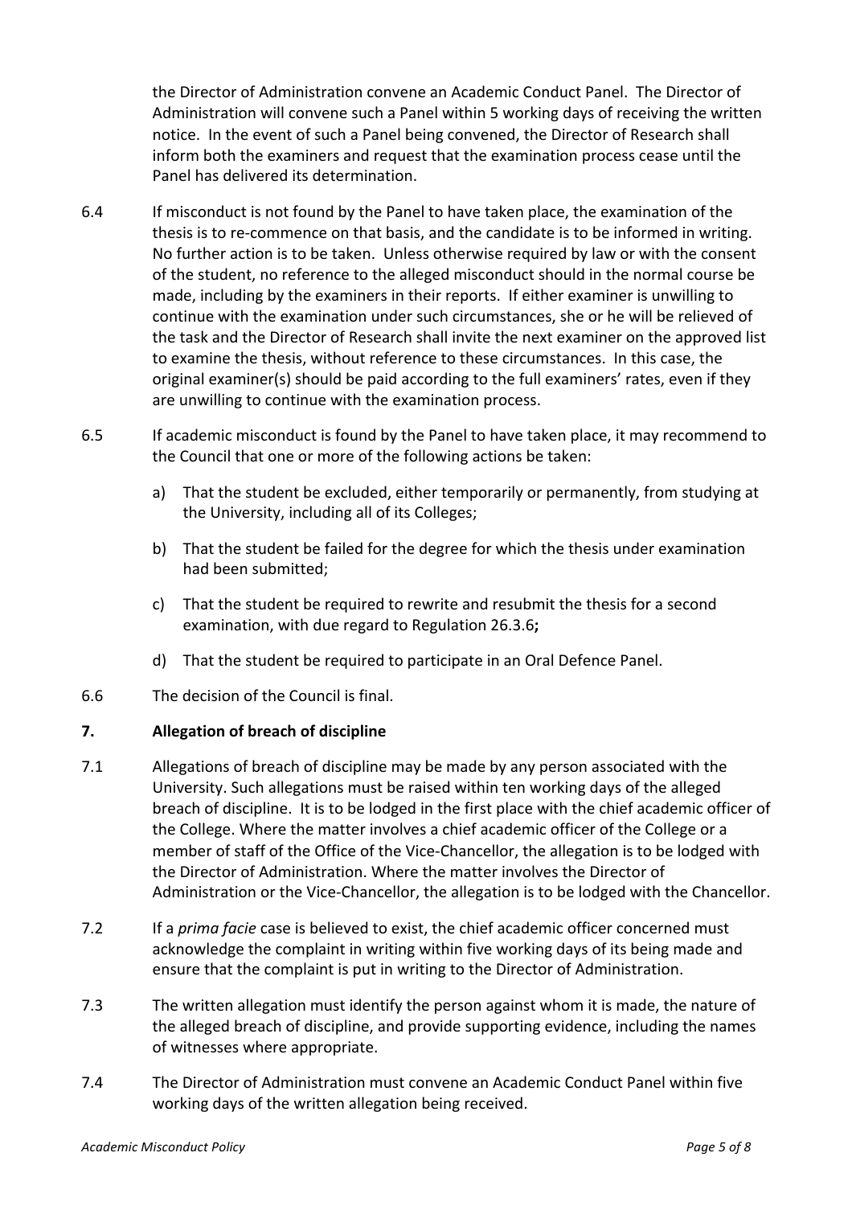the Director of Administration convene an Academic Conduct Panel. The Director of Administration will convene such a Panel within 5 working days of receiving the written notice. In the event of such a Panel being convened, the Director of Research shall inform both the examiners and request that the examination process cease until the Panel has delivered its determination.

6.4 If misconduct is not found by the Panel to have taken place, the examination of the thesis is to re-commence on that basis, and the candidate is to be informed in writing. No further action is to be taken. Unless otherwise required by law or with the consent of the student, no reference to the alleged misconduct should in the normal course be made, including by the examiners in their reports. If either examiner is unwilling to continue with the examination under such circumstances, she or he will be relieved of the task and the Director of Research shall invite the next examiner on the approved list to examine the thesis, without reference to these circumstances. In this case, the original examiner(s) should be paid according to the full examiners' rates, even if they are unwilling to continue with the examination process.

6.5 If academic misconduct is found by the Panel to have taken place, it may recommend to the Council that one or more of the following actions be taken:

a) That the student be excluded, either temporarily or permanently, from studying at the University, including all of its Colleges;

b) That the student be failed for the degree for which the thesis under examination had been submitted;

c) That the student be required to rewrite and resubmit the thesis for a second examination, with due regard to Regulation 26.3.6**;**

d) That the student be required to participate in an Oral Defence Panel.

6.6 The decision of the Council is final.

## 7. Allegation of breach of discipline

7.1 Allegations of breach of discipline may be made by any person associated with the University. Such allegations must be raised within ten working days of the alleged breach of discipline. It is to be lodged in the first place with the chief academic officer of the College. Where the matter involves a chief academic officer of the College or a member of staff of the Office of the Vice-Chancellor, the allegation is to be lodged with the Director of Administration. Where the matter involves the Director of Administration or the Vice-Chancellor, the allegation is to be lodged with the Chancellor.

7.2 If a *prima facie* case is believed to exist, the chief academic officer concerned must acknowledge the complaint in writing within five working days of its being made and ensure that the complaint is put in writing to the Director of Administration.

7.3 The written allegation must identify the person against whom it is made, the nature of the alleged breach of discipline, and provide supporting evidence, including the names of witnesses where appropriate.

7.4 The Director of Administration must convene an Academic Conduct Panel within five working days of the written allegation being received.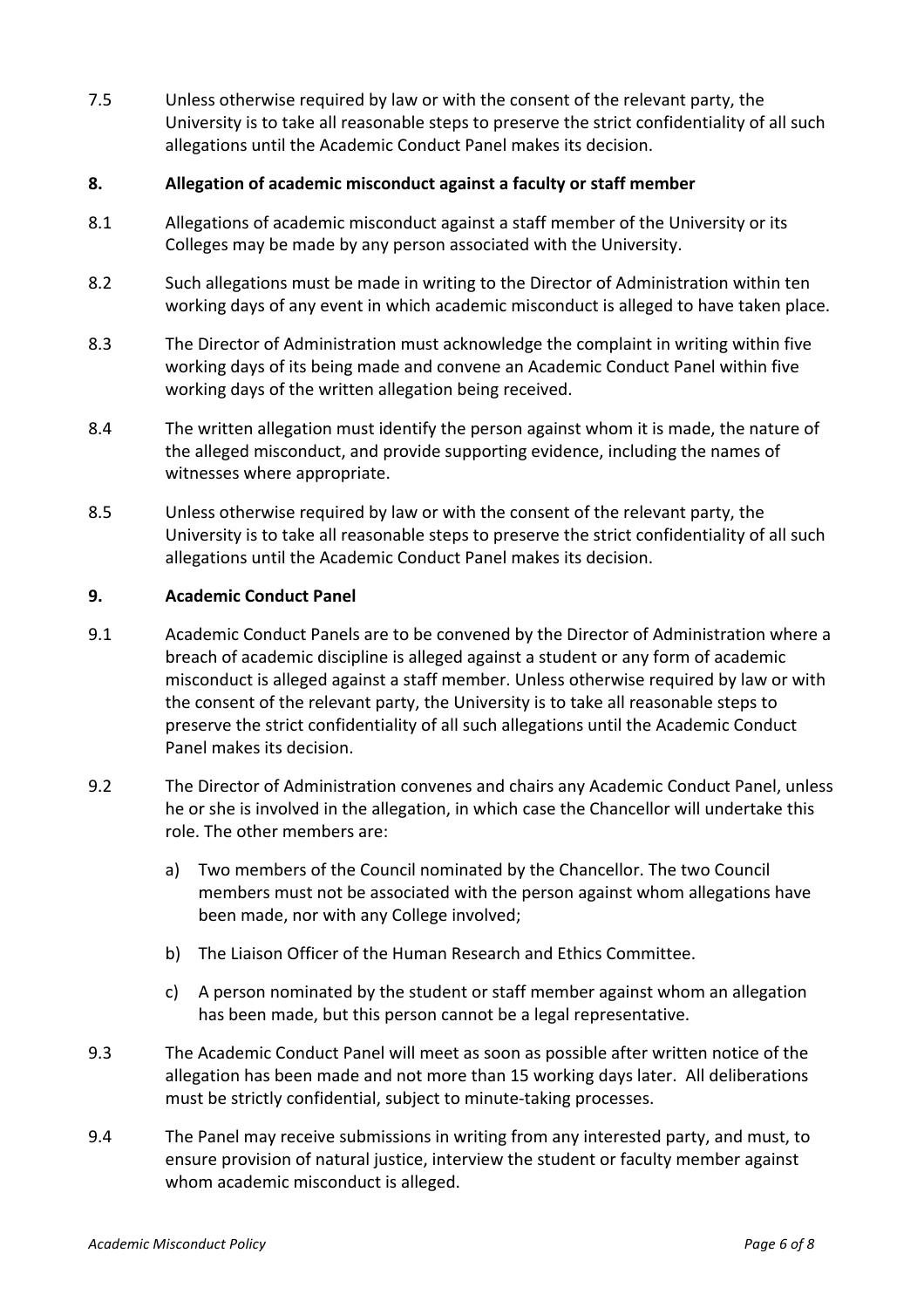7.5 Unless otherwise required by law or with the consent of the relevant party, the University is to take all reasonable steps to preserve the strict confidentiality of all such allegations until the Academic Conduct Panel makes its decision.

## 8. Allegation of academic misconduct against a faculty or staff member

8.1 Allegations of academic misconduct against a staff member of the University or its Colleges may be made by any person associated with the University.

8.2 Such allegations must be made in writing to the Director of Administration within ten working days of any event in which academic misconduct is alleged to have taken place.

8.3 The Director of Administration must acknowledge the complaint in writing within five working days of its being made and convene an Academic Conduct Panel within five working days of the written allegation being received.

8.4 The written allegation must identify the person against whom it is made, the nature of the alleged misconduct, and provide supporting evidence, including the names of witnesses where appropriate.

8.5 Unless otherwise required by law or with the consent of the relevant party, the University is to take all reasonable steps to preserve the strict confidentiality of all such allegations until the Academic Conduct Panel makes its decision.

## 9. Academic Conduct Panel

9.1 Academic Conduct Panels are to be convened by the Director of Administration where a breach of academic discipline is alleged against a student or any form of academic misconduct is alleged against a staff member. Unless otherwise required by law or with the consent of the relevant party, the University is to take all reasonable steps to preserve the strict confidentiality of all such allegations until the Academic Conduct Panel makes its decision.

9.2 The Director of Administration convenes and chairs any Academic Conduct Panel, unless he or she is involved in the allegation, in which case the Chancellor will undertake this role. The other members are:

a) Two members of the Council nominated by the Chancellor. The two Council members must not be associated with the person against whom allegations have been made, nor with any College involved;

b) The Liaison Officer of the Human Research and Ethics Committee.

c) A person nominated by the student or staff member against whom an allegation has been made, but this person cannot be a legal representative.

9.3 The Academic Conduct Panel will meet as soon as possible after written notice of the allegation has been made and not more than 15 working days later. All deliberations must be strictly confidential, subject to minute-taking processes.

9.4 The Panel may receive submissions in writing from any interested party, and must, to ensure provision of natural justice, interview the student or faculty member against whom academic misconduct is alleged.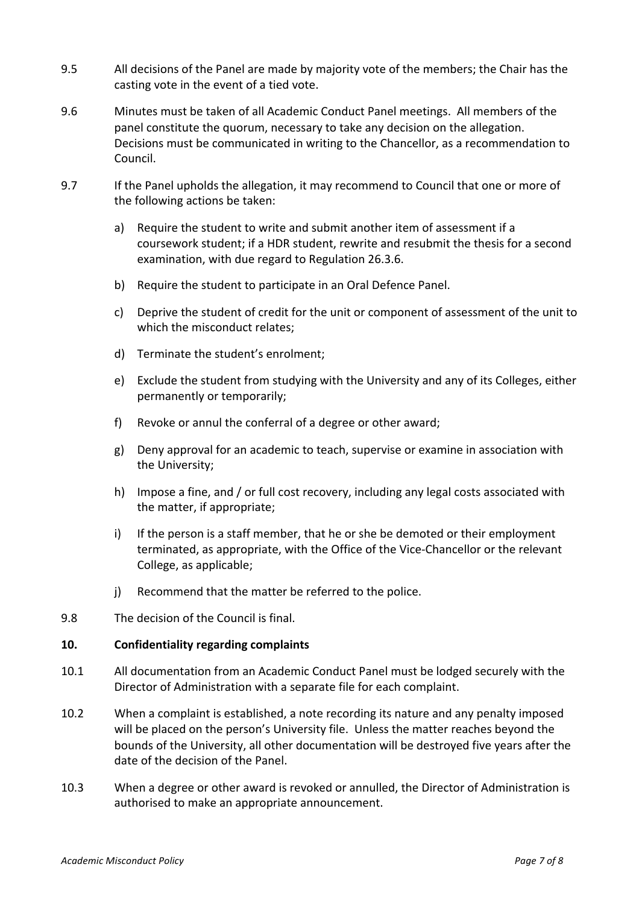9.5 All decisions of the Panel are made by majority vote of the members; the Chair has the casting vote in the event of a tied vote.

9.6 Minutes must be taken of all Academic Conduct Panel meetings. All members of the panel constitute the quorum, necessary to take any decision on the allegation. Decisions must be communicated in writing to the Chancellor, as a recommendation to Council.

9.7 If the Panel upholds the allegation, it may recommend to Council that one or more of the following actions be taken:

a) Require the student to write and submit another item of assessment if a coursework student; if a HDR student, rewrite and resubmit the thesis for a second examination, with due regard to Regulation 26.3.6.

b) Require the student to participate in an Oral Defence Panel.

c) Deprive the student of credit for the unit or component of assessment of the unit to which the misconduct relates;

d) Terminate the student's enrolment;

e) Exclude the student from studying with the University and any of its Colleges, either permanently or temporarily;

f) Revoke or annul the conferral of a degree or other award;

g) Deny approval for an academic to teach, supervise or examine in association with the University;

h) Impose a fine, and / or full cost recovery, including any legal costs associated with the matter, if appropriate;

i) If the person is a staff member, that he or she be demoted or their employment terminated, as appropriate, with the Office of the Vice-Chancellor or the relevant College, as applicable;

j) Recommend that the matter be referred to the police.

9.8 The decision of the Council is final.

## 10. Confidentiality regarding complaints

10.1 All documentation from an Academic Conduct Panel must be lodged securely with the Director of Administration with a separate file for each complaint.

10.2 When a complaint is established, a note recording its nature and any penalty imposed will be placed on the person's University file. Unless the matter reaches beyond the bounds of the University, all other documentation will be destroyed five years after the date of the decision of the Panel.

10.3 When a degree or other award is revoked or annulled, the Director of Administration is authorised to make an appropriate announcement.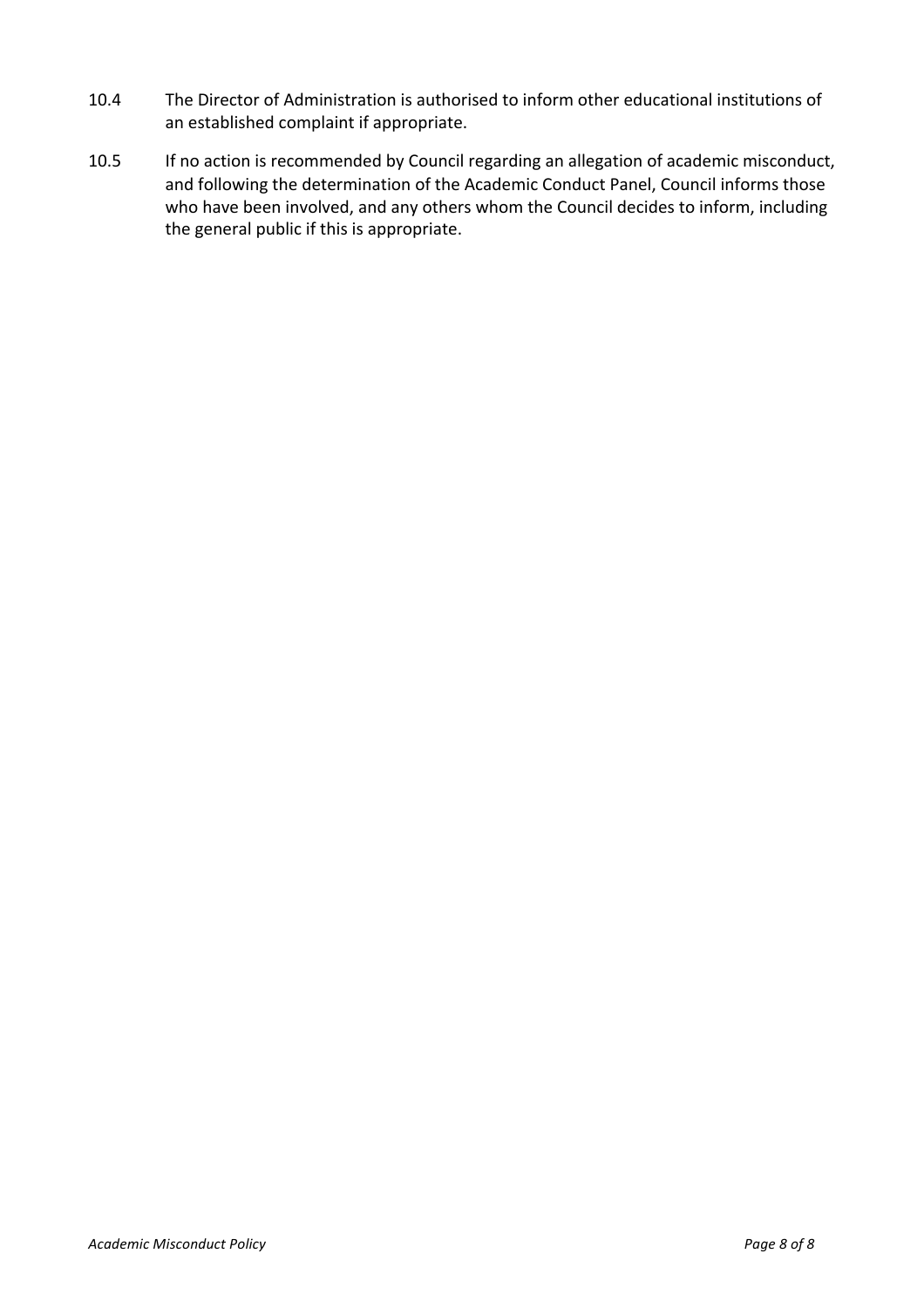10.4 The Director of Administration is authorised to inform other educational institutions of an established complaint if appropriate.

10.5 If no action is recommended by Council regarding an allegation of academic misconduct, and following the determination of the Academic Conduct Panel, Council informs those who have been involved, and any others whom the Council decides to inform, including the general public if this is appropriate.